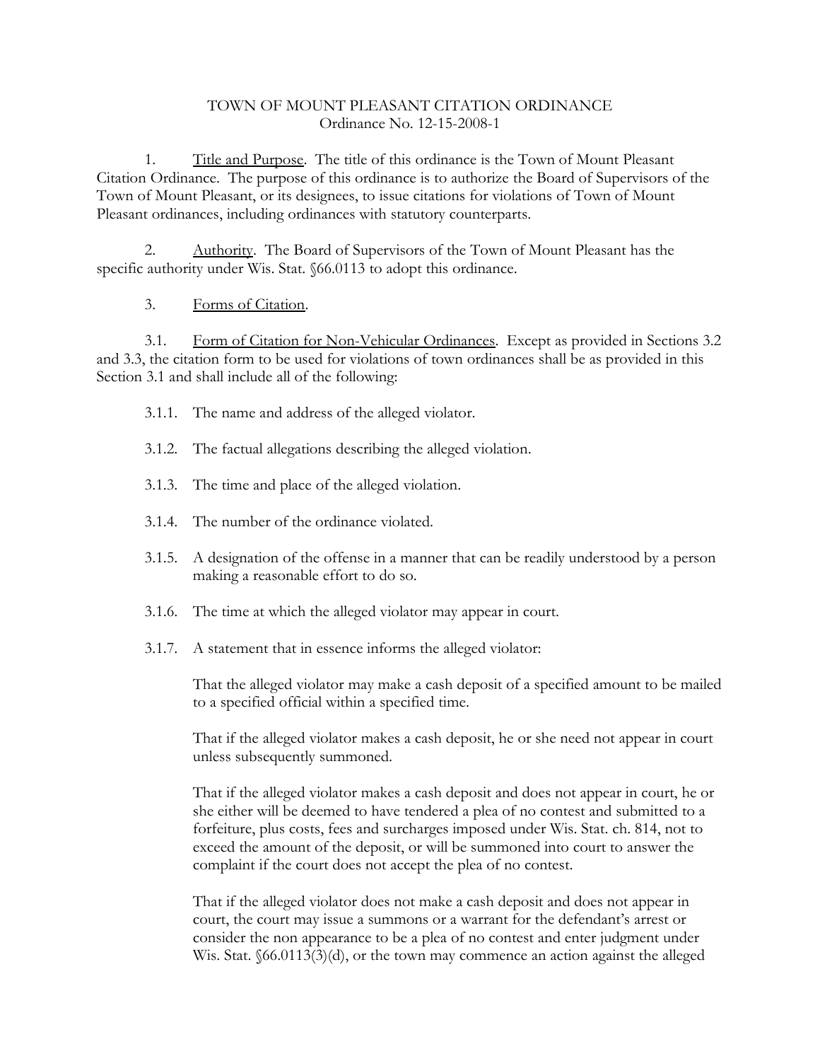# TOWN OF MOUNT PLEASANT CITATION ORDINANCE
Ordinance No. 12-15-2008-1

1. Title and Purpose. The title of this ordinance is the Town of Mount Pleasant Citation Ordinance. The purpose of this ordinance is to authorize the Board of Supervisors of the Town of Mount Pleasant, or its designees, to issue citations for violations of Town of Mount Pleasant ordinances, including ordinances with statutory counterparts.

2. Authority. The Board of Supervisors of the Town of Mount Pleasant has the specific authority under Wis. Stat. §66.0113 to adopt this ordinance.

3. Forms of Citation.

3.1. Form of Citation for Non-Vehicular Ordinances. Except as provided in Sections 3.2 and 3.3, the citation form to be used for violations of town ordinances shall be as provided in this Section 3.1 and shall include all of the following:

3.1.1. The name and address of the alleged violator.

3.1.2. The factual allegations describing the alleged violation.

3.1.3. The time and place of the alleged violation.

3.1.4. The number of the ordinance violated.

3.1.5. A designation of the offense in a manner that can be readily understood by a person making a reasonable effort to do so.

3.1.6. The time at which the alleged violator may appear in court.

3.1.7. A statement that in essence informs the alleged violator:

That the alleged violator may make a cash deposit of a specified amount to be mailed to a specified official within a specified time.

That if the alleged violator makes a cash deposit, he or she need not appear in court unless subsequently summoned.

That if the alleged violator makes a cash deposit and does not appear in court, he or she either will be deemed to have tendered a plea of no contest and submitted to a forfeiture, plus costs, fees and surcharges imposed under Wis. Stat. ch. 814, not to exceed the amount of the deposit, or will be summoned into court to answer the complaint if the court does not accept the plea of no contest.

That if the alleged violator does not make a cash deposit and does not appear in court, the court may issue a summons or a warrant for the defendant's arrest or consider the non appearance to be a plea of no contest and enter judgment under Wis. Stat. §66.0113(3)(d), or the town may commence an action against the alleged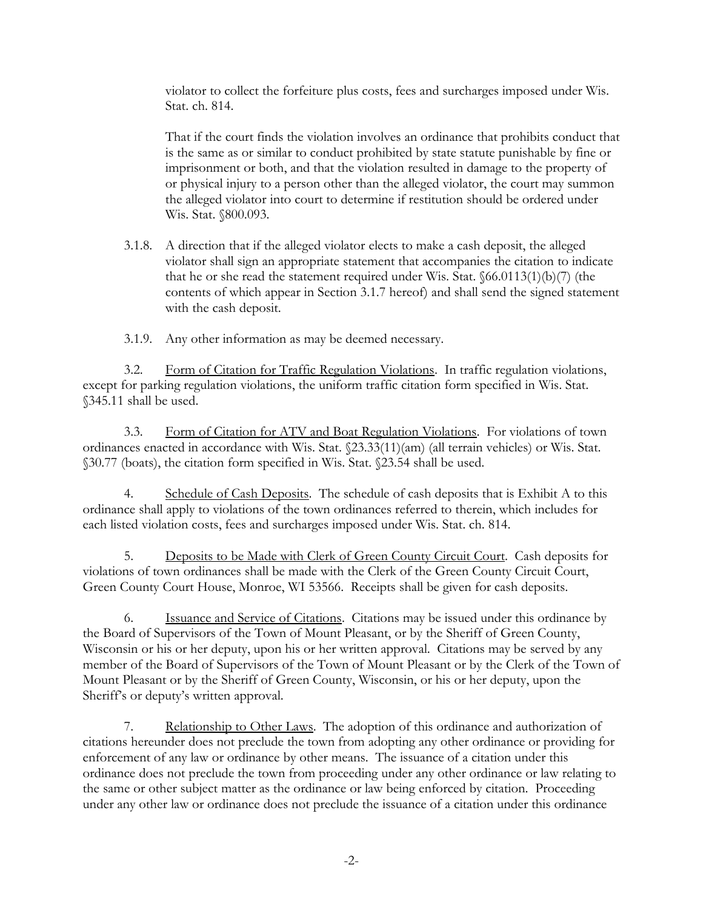violator to collect the forfeiture plus costs, fees and surcharges imposed under Wis. Stat. ch. 814.

That if the court finds the violation involves an ordinance that prohibits conduct that is the same as or similar to conduct prohibited by state statute punishable by fine or imprisonment or both, and that the violation resulted in damage to the property of or physical injury to a person other than the alleged violator, the court may summon the alleged violator into court to determine if restitution should be ordered under Wis. Stat. §800.093.

3.1.8. A direction that if the alleged violator elects to make a cash deposit, the alleged violator shall sign an appropriate statement that accompanies the citation to indicate that he or she read the statement required under Wis. Stat. §66.0113(1)(b)(7) (the contents of which appear in Section 3.1.7 hereof) and shall send the signed statement with the cash deposit.

3.1.9. Any other information as may be deemed necessary.

3.2. Form of Citation for Traffic Regulation Violations. In traffic regulation violations, except for parking regulation violations, the uniform traffic citation form specified in Wis. Stat. §345.11 shall be used.

3.3. Form of Citation for ATV and Boat Regulation Violations. For violations of town ordinances enacted in accordance with Wis. Stat. §23.33(11)(am) (all terrain vehicles) or Wis. Stat. §30.77 (boats), the citation form specified in Wis. Stat. §23.54 shall be used.

4. Schedule of Cash Deposits. The schedule of cash deposits that is Exhibit A to this ordinance shall apply to violations of the town ordinances referred to therein, which includes for each listed violation costs, fees and surcharges imposed under Wis. Stat. ch. 814.

5. Deposits to be Made with Clerk of Green County Circuit Court. Cash deposits for violations of town ordinances shall be made with the Clerk of the Green County Circuit Court, Green County Court House, Monroe, WI 53566. Receipts shall be given for cash deposits.

6. Issuance and Service of Citations. Citations may be issued under this ordinance by the Board of Supervisors of the Town of Mount Pleasant, or by the Sheriff of Green County, Wisconsin or his or her deputy, upon his or her written approval. Citations may be served by any member of the Board of Supervisors of the Town of Mount Pleasant or by the Clerk of the Town of Mount Pleasant or by the Sheriff of Green County, Wisconsin, or his or her deputy, upon the Sheriff's or deputy's written approval.

7. Relationship to Other Laws. The adoption of this ordinance and authorization of citations hereunder does not preclude the town from adopting any other ordinance or providing for enforcement of any law or ordinance by other means. The issuance of a citation under this ordinance does not preclude the town from proceeding under any other ordinance or law relating to the same or other subject matter as the ordinance or law being enforced by citation. Proceeding under any other law or ordinance does not preclude the issuance of a citation under this ordinance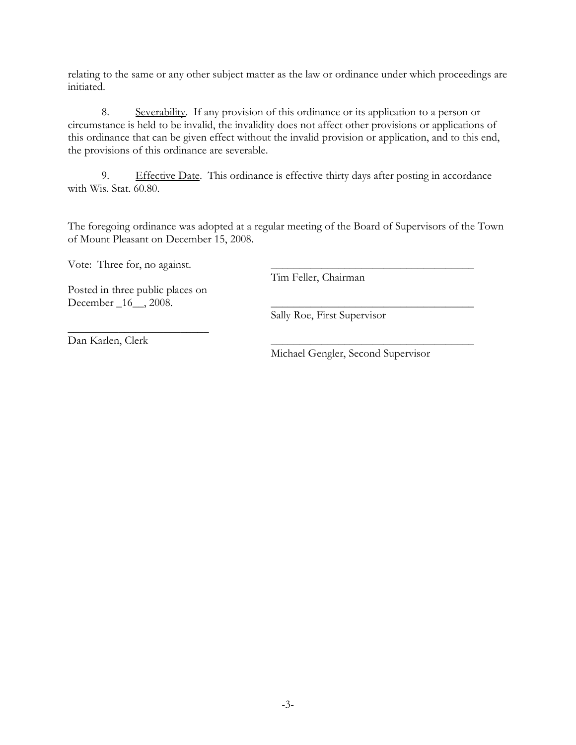relating to the same or any other subject matter as the law or ordinance under which proceedings are initiated.

8. Severability. If any provision of this ordinance or its application to a person or circumstance is held to be invalid, the invalidity does not affect other provisions or applications of this ordinance that can be given effect without the invalid provision or application, and to this end, the provisions of this ordinance are severable.

9. Effective Date. This ordinance is effective thirty days after posting in accordance with Wis. Stat. 60.80.

The foregoing ordinance was adopted at a regular meeting of the Board of Supervisors of the Town of Mount Pleasant on December 15, 2008.

Vote: Three for, no against.

Posted in three public places on December _16__, 2008.

_________________________
Dan Karlen, Clerk

_____________________________________
Tim Feller, Chairman

_____________________________________
Sally Roe, First Supervisor

_____________________________________
Michael Gengler, Second Supervisor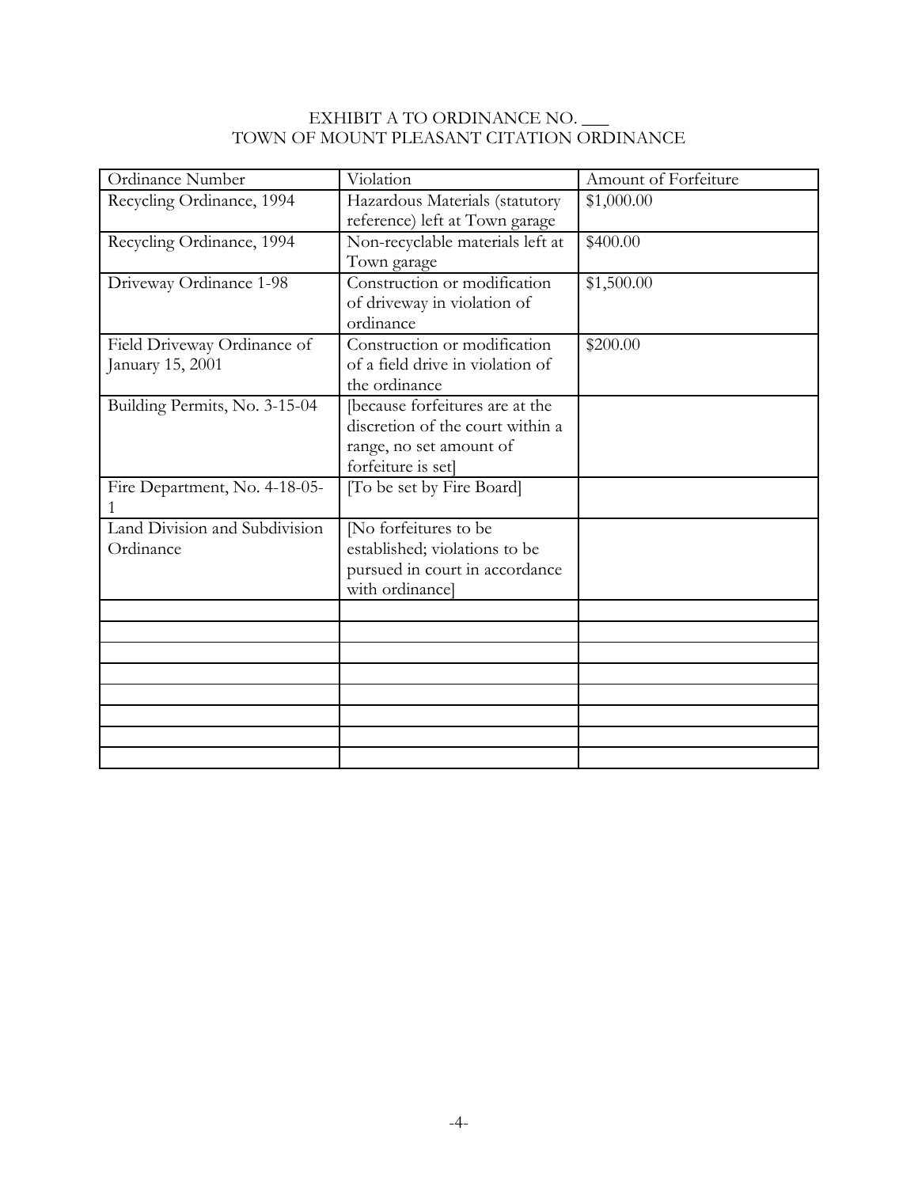EXHIBIT A TO ORDINANCE NO. ___
TOWN OF MOUNT PLEASANT CITATION ORDINANCE

| Ordinance Number | Violation | Amount of Forfeiture |
| --- | --- | --- |
| Recycling Ordinance, 1994 | Hazardous Materials (statutory reference) left at Town garage | $1,000.00 |
| Recycling Ordinance, 1994 | Non-recyclable materials left at Town garage | $400.00 |
| Driveway Ordinance 1-98 | Construction or modification of driveway in violation of ordinance | $1,500.00 |
| Field Driveway Ordinance of January 15, 2001 | Construction or modification of a field drive in violation of the ordinance | $200.00 |
| Building Permits, No. 3-15-04 | [because forfeitures are at the discretion of the court within a range, no set amount of forfeiture is set] | |
| Fire Department, No. 4-18-05-1 | [To be set by Fire Board] | |
| Land Division and Subdivision Ordinance | [No forfeitures to be established; violations to be pursued in court in accordance with ordinance] | |
| | | |
| | | |
| | | |
| | | |
| | | |
| | | |
| | | |
| | | |